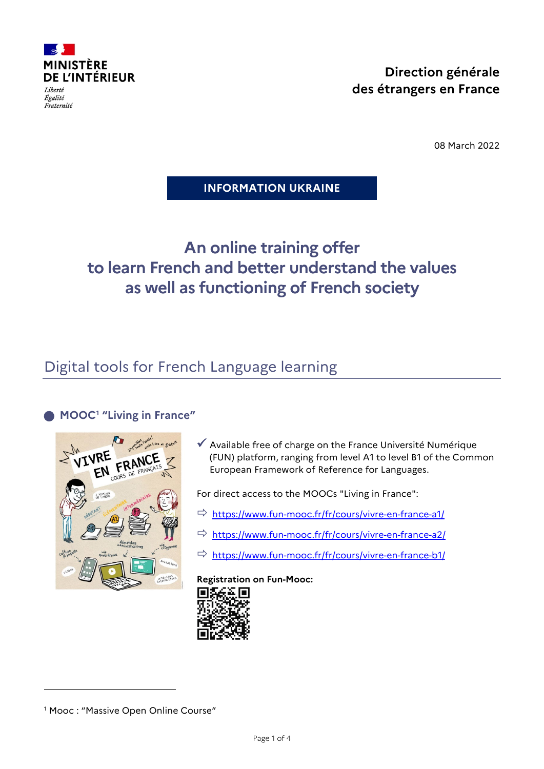MINISTÈRE DE L'INTÉRIEUR

*Liberté*
*Égalité*
*Fraternité*

**Direction générale des étrangers en France**

08 March 2022

**INFORMATION UKRAINE**

# An online training offer to learn French and better understand the values as well as functioning of French society

## Digital tools for French Language learning

### MOOC[1] "Living in France"

✓ Available free of charge on the France Université Numérique (FUN) platform, ranging from level A1 to level B1 of the Common European Framework of Reference for Languages.

For direct access to the MOOCs "Living in France":

⇨ https://www.fun-mooc.fr/fr/cours/vivre-en-france-a1/

⇨ https://www.fun-mooc.fr/fr/cours/vivre-en-france-a2/

⇨ https://www.fun-mooc.fr/fr/cours/vivre-en-france-b1/

**Registration on Fun-Mooc:**

---

[1] Mooc : "Massive Open Online Course"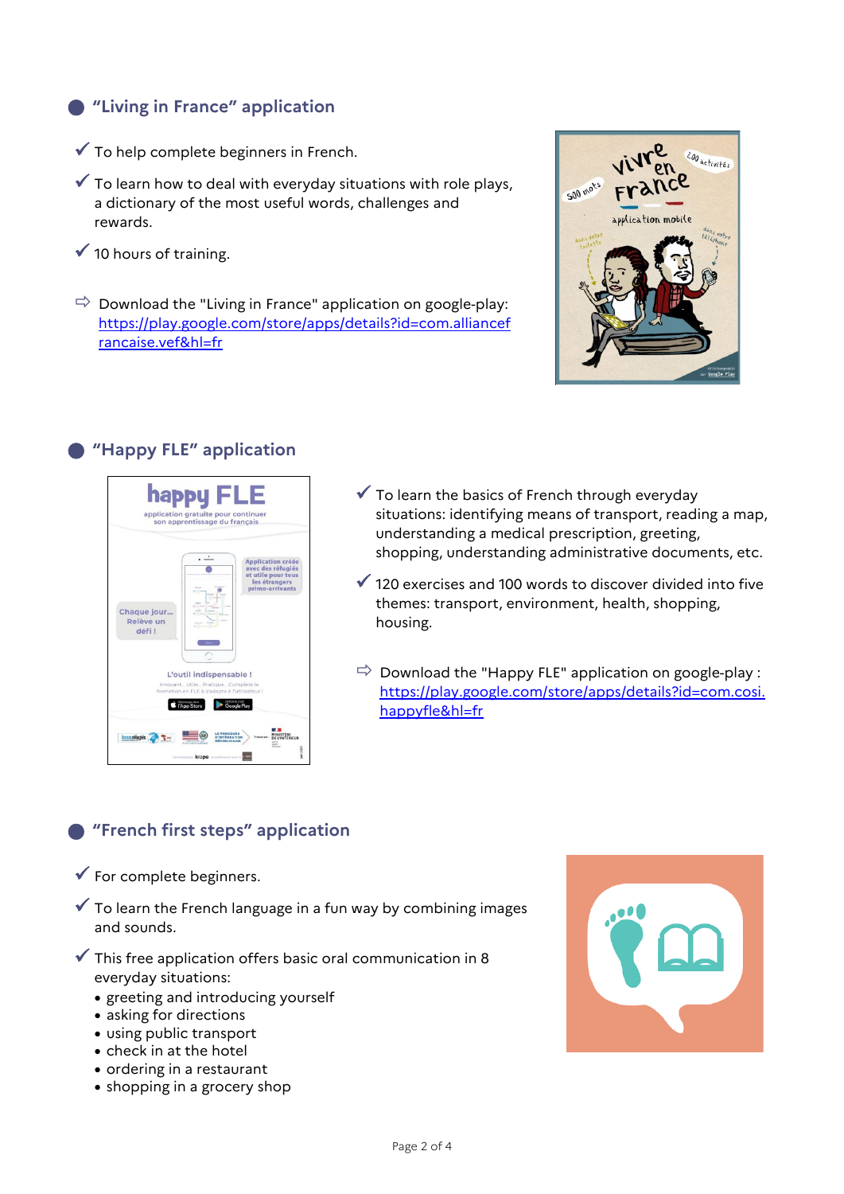## "Living in France" application

✓ To help complete beginners in French.

✓ To learn how to deal with everyday situations with role plays, a dictionary of the most useful words, challenges and rewards.

✓ 10 hours of training.

⇨ Download the "Living in France" application on google-play: https://play.google.com/store/apps/details?id=com.alliancefrancaise.vef&hl=fr

## "Happy FLE" application

✓ To learn the basics of French through everyday situations: identifying means of transport, reading a map, understanding a medical prescription, greeting, shopping, understanding administrative documents, etc.

✓ 120 exercises and 100 words to discover divided into five themes: transport, environment, health, shopping, housing.

⇨ Download the "Happy FLE" application on google-play : https://play.google.com/store/apps/details?id=com.cosi.happyfle&hl=fr

## "French first steps" application

✓ For complete beginners.

✓ To learn the French language in a fun way by combining images and sounds.

✓ This free application offers basic oral communication in 8 everyday situations:

- greeting and introducing yourself
- asking for directions
- using public transport
- check in at the hotel
- ordering in a restaurant
- shopping in a grocery shop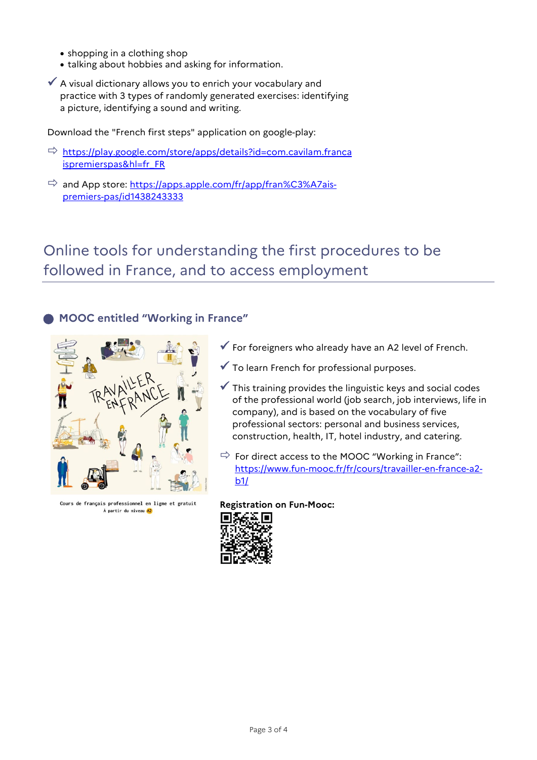- shopping in a clothing shop
- talking about hobbies and asking for information.

✓ A visual dictionary allows you to enrich your vocabulary and practice with 3 types of randomly generated exercises: identifying a picture, identifying a sound and writing.

Download the "French first steps" application on google-play:

⇨ https://play.google.com/store/apps/details?id=com.cavilam.francaispremierspas&hl=fr_FR

⇨ and App store: https://apps.apple.com/fr/app/fran%C3%A7ais-premiers-pas/id1438243333

# Online tools for understanding the first procedures to be followed in France, and to access employment

## MOOC entitled "Working in France"

TRAVAILLER EN FRANCE

Cours de français professionnel en ligne et gratuit
À partir du niveau A2

✓ For foreigners who already have an A2 level of French.

✓ To learn French for professional purposes.

✓ This training provides the linguistic keys and social codes of the professional world (job search, job interviews, life in company), and is based on the vocabulary of five professional sectors: personal and business services, construction, health, IT, hotel industry, and catering.

⇨ For direct access to the MOOC "Working in France": https://www.fun-mooc.fr/fr/cours/travailler-en-france-a2-b1/

**Registration on Fun-Mooc:**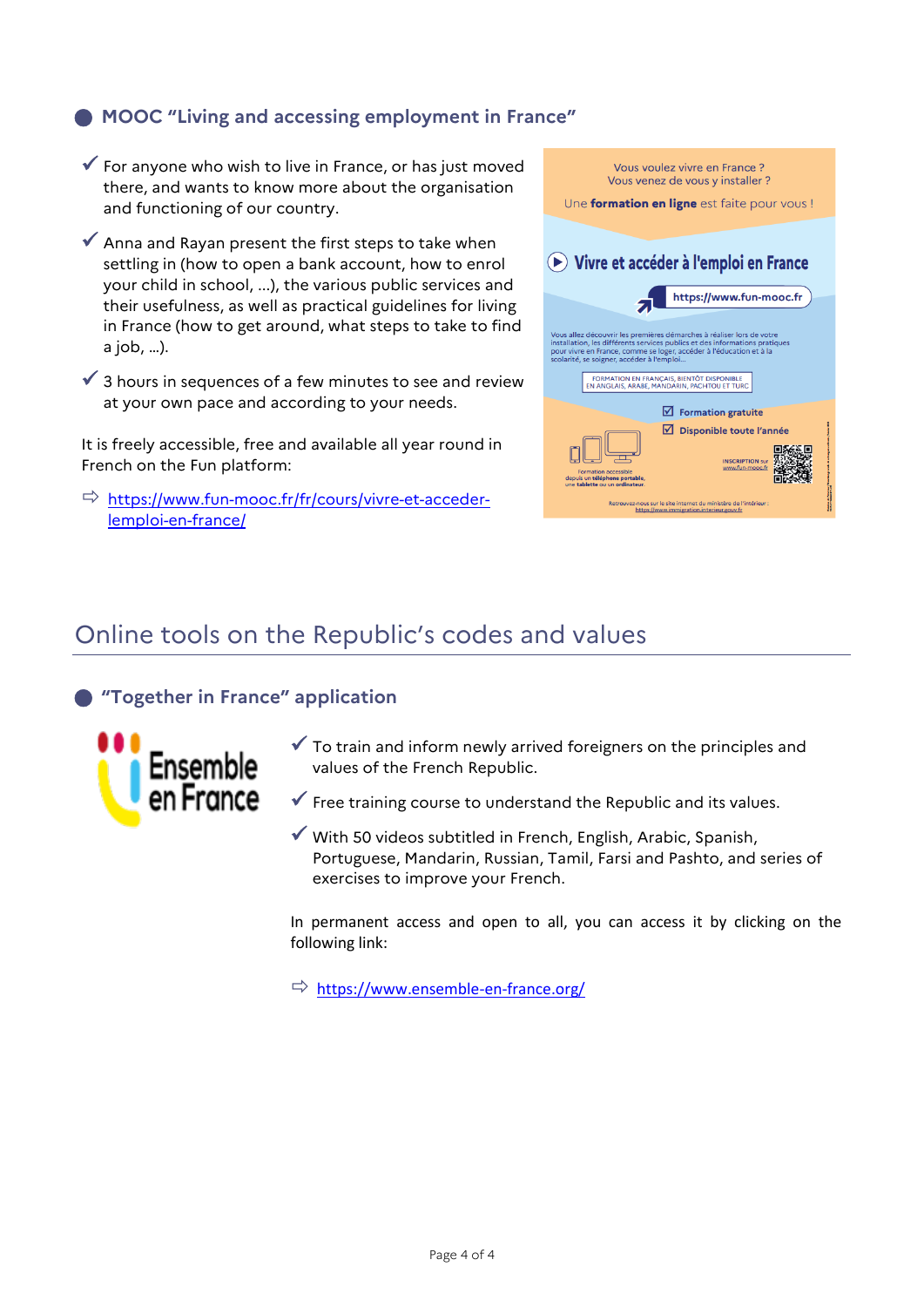### MOOC “Living and accessing employment in France”

- For anyone who wish to live in France, or has just moved there, and wants to know more about the organisation and functioning of our country.
- Anna and Rayan present the first steps to take when settling in (how to open a bank account, how to enrol your child in school, ...), the various public services and their usefulness, as well as practical guidelines for living in France (how to get around, what steps to take to find a job, ...).
- 3 hours in sequences of a few minutes to see and review at your own pace and according to your needs.

It is freely accessible, free and available all year round in French on the Fun platform:

⇨ https://www.fun-mooc.fr/fr/cours/vivre-et-acceder-lemploi-en-france/

Vous voulez vivre en France ?
Vous venez de vous y installer ?

Une **formation en ligne** est faite pour vous !

**Vivre et accéder à l'emploi en France**

https://www.fun-mooc.fr

Vous allez découvrir les premières démarches à réaliser lors de votre installation, les différents services publics et des informations pratiques pour vivre en France, comme se loger, accéder à l'éducation et à la scolarité, se soigner, accéder à l'emploi...

FORMATION EN FRANÇAIS, BIENTÔT DISPONIBLE EN ANGLAIS, ARABE, MANDARIN, PACHTOU ET TURC

☑ Formation gratuite

☑ Disponible toute l'année

Formation accessible depuis un téléphone portable, une tablette ou un ordinateur.

INSCRIPTION sur www.fun-mooc.fr

Retrouvez-nous sur le site internet du ministère de l'intérieur : https://www.immigration.interieur.gouv.fr

## Online tools on the Republic’s codes and values

### “Together in France” application

Ensemble en France

- To train and inform newly arrived foreigners on the principles and values of the French Republic.
- Free training course to understand the Republic and its values.
- With 50 videos subtitled in French, English, Arabic, Spanish, Portuguese, Mandarin, Russian, Tamil, Farsi and Pashto, and series of exercises to improve your French.

In permanent access and open to all, you can access it by clicking on the following link:

⇨ https://www.ensemble-en-france.org/